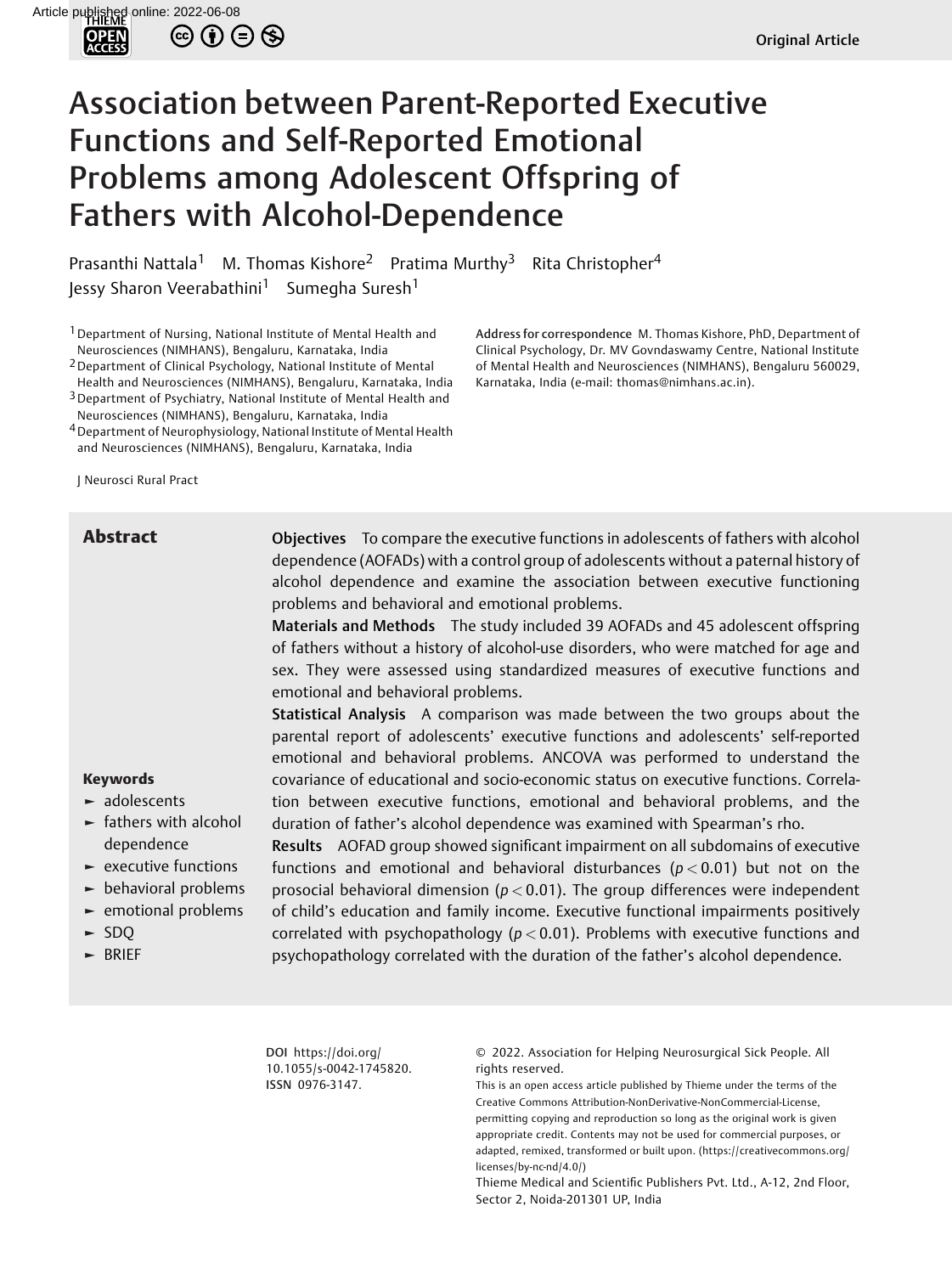Original Article

# Association between Parent-Reported Executive Functions and Self-Reported Emotional Problems among Adolescent Offspring of Fathers with Alcohol-Dependence

Prasanthi Nattala[1] M. Thomas Kishore[2] Pratima Murthy[3] Rita Christopher[4] Jessy Sharon Veerabathini[1] Sumegha Suresh[1]

[1] Department of Nursing, National Institute of Mental Health and Neurosciences (NIMHANS), Bengaluru, Karnataka, India
[2] Department of Clinical Psychology, National Institute of Mental Health and Neurosciences (NIMHANS), Bengaluru, Karnataka, India
[3] Department of Psychiatry, National Institute of Mental Health and Neurosciences (NIMHANS), Bengaluru, Karnataka, India
[4] Department of Neurophysiology, National Institute of Mental Health and Neurosciences (NIMHANS), Bengaluru, Karnataka, India

**Address for correspondence** M. Thomas Kishore, PhD, Department of Clinical Psychology, Dr. MV Govndaswamy Centre, National Institute of Mental Health and Neurosciences (NIMHANS), Bengaluru 560029, Karnataka, India (e-mail: thomas@nimhans.ac.in).

J Neurosci Rural Pract

## Abstract

**Objectives** To compare the executive functions in adolescents of fathers with alcohol dependence (AOFADs) with a control group of adolescents without a paternal history of alcohol dependence and examine the association between executive functioning problems and behavioral and emotional problems.

**Materials and Methods** The study included 39 AOFADs and 45 adolescent offspring of fathers without a history of alcohol-use disorders, who were matched for age and sex. They were assessed using standardized measures of executive functions and emotional and behavioral problems.

**Statistical Analysis** A comparison was made between the two groups about the parental report of adolescents' executive functions and adolescents' self-reported emotional and behavioral problems. ANCOVA was performed to understand the covariance of educational and socio-economic status on executive functions. Correlation between executive functions, emotional and behavioral problems, and the duration of father's alcohol dependence was examined with Spearman's rho.

**Results** AOFAD group showed significant impairment on all subdomains of executive functions and emotional and behavioral disturbances ($p < 0.01$) but not on the prosocial behavioral dimension ($p < 0.01$). The group differences were independent of child's education and family income. Executive functional impairments positively correlated with psychopathology ($p < 0.01$). Problems with executive functions and psychopathology correlated with the duration of the father's alcohol dependence.

### Keywords

- adolescents
- fathers with alcohol dependence
- executive functions
- behavioral problems
- emotional problems
- SDQ
- BRIEF

**DOI** https://doi.org/10.1055/s-0042-1745820.
**ISSN** 0976-3147.

© 2022. Association for Helping Neurosurgical Sick People. All rights reserved.

This is an open access article published by Thieme under the terms of the Creative Commons Attribution-NonDerivative-NonCommercial-License, permitting copying and reproduction so long as the original work is given appropriate credit. Contents may not be used for commercial purposes, or adapted, remixed, transformed or built upon. (https://creativecommons.org/licenses/by-nc-nd/4.0/)

Thieme Medical and Scientific Publishers Pvt. Ltd., A-12, 2nd Floor, Sector 2, Noida-201301 UP, India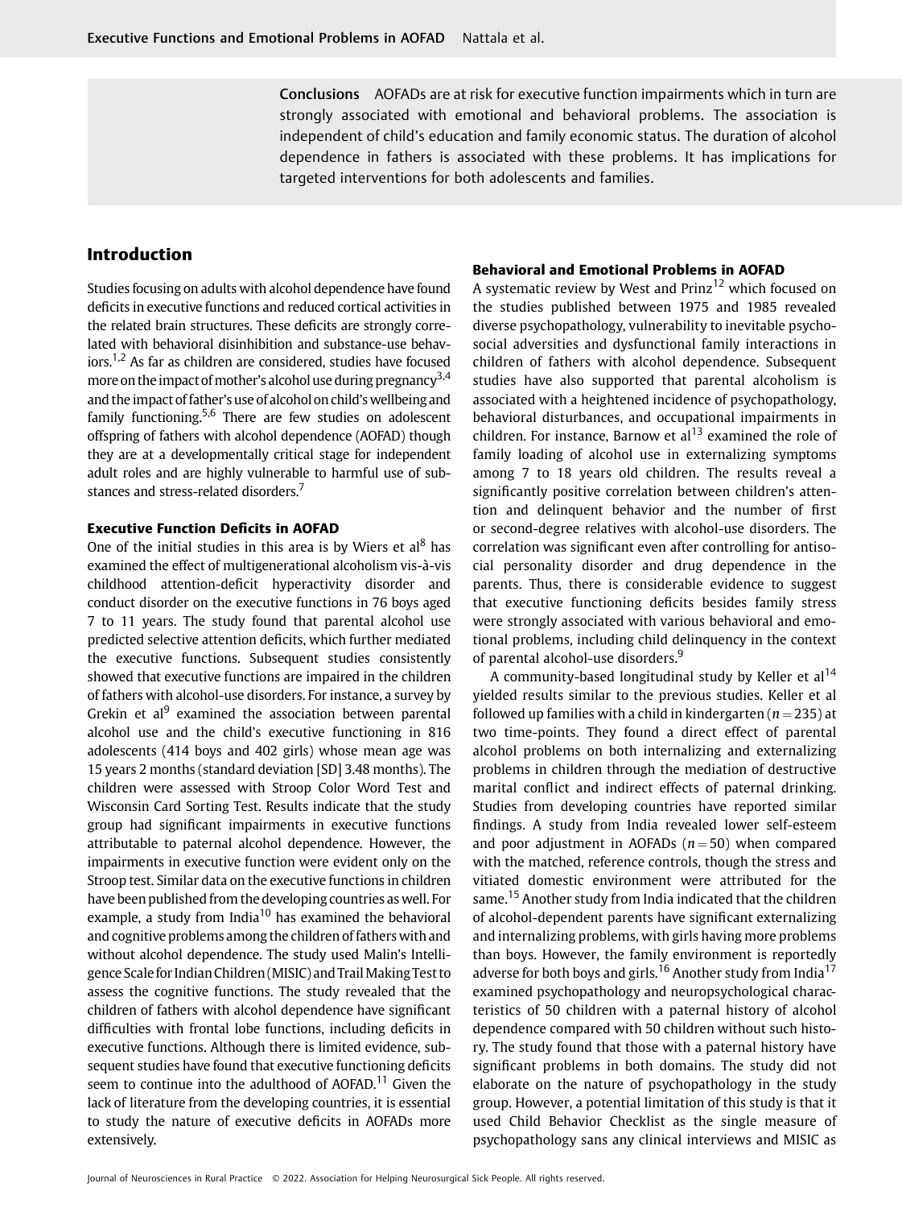**Conclusions** AOFADs are at risk for executive function impairments which in turn are strongly associated with emotional and behavioral problems. The association is independent of child's education and family economic status. The duration of alcohol dependence in fathers is associated with these problems. It has implications for targeted interventions for both adolescents and families.

## Introduction

Studies focusing on adults with alcohol dependence have found deficits in executive functions and reduced cortical activities in the related brain structures. These deficits are strongly correlated with behavioral disinhibition and substance-use behaviors.[1,2] As far as children are considered, studies have focused more on the impact of mother's alcohol use during pregnancy[3,4] and the impact of father's use of alcohol on child's wellbeing and family functioning.[5,6] There are few studies on adolescent offspring of fathers with alcohol dependence (AOFAD) though they are at a developmentally critical stage for independent adult roles and are highly vulnerable to harmful use of substances and stress-related disorders.[7]

### Executive Function Deficits in AOFAD

One of the initial studies in this area is by Wiers et al[8] has examined the effect of multigenerational alcoholism vis-à-vis childhood attention-deficit hyperactivity disorder and conduct disorder on the executive functions in 76 boys aged 7 to 11 years. The study found that parental alcohol use predicted selective attention deficits, which further mediated the executive functions. Subsequent studies consistently showed that executive functions are impaired in the children of fathers with alcohol-use disorders. For instance, a survey by Grekin et al[9] examined the association between parental alcohol use and the child's executive functioning in 816 adolescents (414 boys and 402 girls) whose mean age was 15 years 2 months (standard deviation [SD] 3.48 months). The children were assessed with Stroop Color Word Test and Wisconsin Card Sorting Test. Results indicate that the study group had significant impairments in executive functions attributable to paternal alcohol dependence. However, the impairments in executive function were evident only on the Stroop test. Similar data on the executive functions in children have been published from the developing countries as well. For example, a study from India[10] has examined the behavioral and cognitive problems among the children of fathers with and without alcohol dependence. The study used Malin's Intelligence Scale for Indian Children (MISIC) and Trail Making Test to assess the cognitive functions. The study revealed that the children of fathers with alcohol dependence have significant difficulties with frontal lobe functions, including deficits in executive functions. Although there is limited evidence, subsequent studies have found that executive functioning deficits seem to continue into the adulthood of AOFAD.[11] Given the lack of literature from the developing countries, it is essential to study the nature of executive deficits in AOFADs more extensively.

### Behavioral and Emotional Problems in AOFAD

A systematic review by West and Prinz[12] which focused on the studies published between 1975 and 1985 revealed diverse psychopathology, vulnerability to inevitable psychosocial adversities and dysfunctional family interactions in children of fathers with alcohol dependence. Subsequent studies have also supported that parental alcoholism is associated with a heightened incidence of psychopathology, behavioral disturbances, and occupational impairments in children. For instance, Barnow et al[13] examined the role of family loading of alcohol use in externalizing symptoms among 7 to 18 years old children. The results reveal a significantly positive correlation between children's attention and delinquent behavior and the number of first or second-degree relatives with alcohol-use disorders. The correlation was significant even after controlling for antisocial personality disorder and drug dependence in the parents. Thus, there is considerable evidence to suggest that executive functioning deficits besides family stress were strongly associated with various behavioral and emotional problems, including child delinquency in the context of parental alcohol-use disorders.[9]

A community-based longitudinal study by Keller et al[14] yielded results similar to the previous studies. Keller et al followed up families with a child in kindergarten ($n = 235$) at two time-points. They found a direct effect of parental alcohol problems on both internalizing and externalizing problems in children through the mediation of destructive marital conflict and indirect effects of paternal drinking. Studies from developing countries have reported similar findings. A study from India revealed lower self-esteem and poor adjustment in AOFADs ($n = 50$) when compared with the matched, reference controls, though the stress and vitiated domestic environment were attributed for the same.[15] Another study from India indicated that the children of alcohol-dependent parents have significant externalizing and internalizing problems, with girls having more problems than boys. However, the family environment is reportedly adverse for both boys and girls.[16] Another study from India[17] examined psychopathology and neuropsychological characteristics of 50 children with a paternal history of alcohol dependence compared with 50 children without such history. The study found that those with a paternal history have significant problems in both domains. The study did not elaborate on the nature of psychopathology in the study group. However, a potential limitation of this study is that it used Child Behavior Checklist as the single measure of psychopathology sans any clinical interviews and MISIC as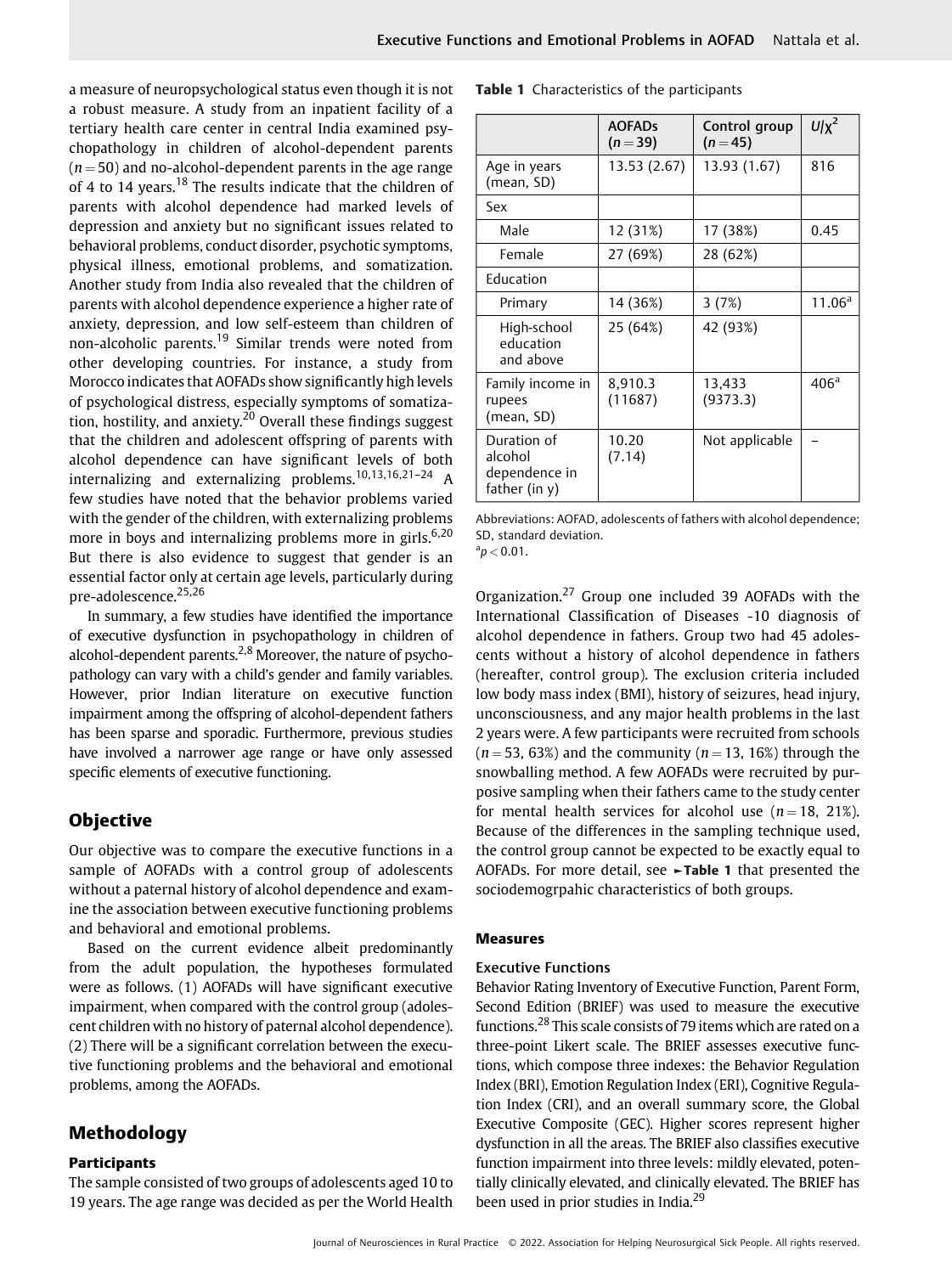a measure of neuropsychological status even though it is not a robust measure. A study from an inpatient facility of a tertiary health care center in central India examined psychopathology in children of alcohol-dependent parents ($n = 50$) and no-alcohol-dependent parents in the age range of 4 to 14 years.[18] The results indicate that the children of parents with alcohol dependence had marked levels of depression and anxiety but no significant issues related to behavioral problems, conduct disorder, psychotic symptoms, physical illness, emotional problems, and somatization. Another study from India also revealed that the children of parents with alcohol dependence experience a higher rate of anxiety, depression, and low self-esteem than children of non-alcoholic parents.[19] Similar trends were noted from other developing countries. For instance, a study from Morocco indicates that AOFADs show significantly high levels of psychological distress, especially symptoms of somatization, hostility, and anxiety.[20] Overall these findings suggest that the children and adolescent offspring of parents with alcohol dependence can have significant levels of both internalizing and externalizing problems.[10,13,16,21–24] A few studies have noted that the behavior problems varied with the gender of the children, with externalizing problems more in boys and internalizing problems more in girls.[6,20] But there is also evidence to suggest that gender is an essential factor only at certain age levels, particularly during pre-adolescence.[25,26]

In summary, a few studies have identified the importance of executive dysfunction in psychopathology in children of alcohol-dependent parents.[2,8] Moreover, the nature of psychopathology can vary with a child's gender and family variables. However, prior Indian literature on executive function impairment among the offspring of alcohol-dependent fathers has been sparse and sporadic. Furthermore, previous studies have involved a narrower age range or have only assessed specific elements of executive functioning.

## Objective

Our objective was to compare the executive functions in a sample of AOFADs with a control group of adolescents without a paternal history of alcohol dependence and examine the association between executive functioning problems and behavioral and emotional problems.

Based on the current evidence albeit predominantly from the adult population, the hypotheses formulated were as follows. (1) AOFADs will have significant executive impairment, when compared with the control group (adolescent children with no history of paternal alcohol dependence). (2) There will be a significant correlation between the executive functioning problems and the behavioral and emotional problems, among the AOFADs.

## Methodology

### Participants

The sample consisted of two groups of adolescents aged 10 to 19 years. The age range was decided as per the World Health Organization.[27] Group one included 39 AOFADs with the International Classification of Diseases -10 diagnosis of alcohol dependence in fathers. Group two had 45 adolescents without a history of alcohol dependence in fathers (hereafter, control group). The exclusion criteria included low body mass index (BMI), history of seizures, head injury, unconsciousness, and any major health problems in the last 2 years were. A few participants were recruited from schools ($n = 53$, 63%) and the community ($n = 13$, 16%) through the snowballing method. A few AOFADs were recruited by purposive sampling when their fathers came to the study center for mental health services for alcohol use ($n = 18$, 21%). Because of the differences in the sampling technique used, the control group cannot be expected to be exactly equal to AOFADs. For more detail, see ►Table 1 that presented the sociodemogrpahic characteristics of both groups.

**Table 1** Characteristics of the participants

| | AOFADs ($n = 39$) | Control group ($n = 45$) | $U/\chi^2$ |
|---|---|---|---|
| Age in years (mean, SD) | 13.53 (2.67) | 13.93 (1.67) | 816 |
| Sex | | | |
| Male | 12 (31%) | 17 (38%) | 0.45 |
| Female | 27 (69%) | 28 (62%) | |
| Education | | | |
| Primary | 14 (36%) | 3 (7%) | 11.06[a] |
| High-school education and above | 25 (64%) | 42 (93%) | |
| Family income in rupees (mean, SD) | 8,910.3 (11687) | 13,433 (9373.3) | 406[a] |
| Duration of alcohol dependence in father (in y) | 10.20 (7.14) | Not applicable | – |

Abbreviations: AOFAD, adolescents of fathers with alcohol dependence; SD, standard deviation.
[a] $p < 0.01$.

### Measures

#### Executive Functions

Behavior Rating Inventory of Executive Function, Parent Form, Second Edition (BRIEF) was used to measure the executive functions.[28] This scale consists of 79 items which are rated on a three-point Likert scale. The BRIEF assesses executive functions, which compose three indexes: the Behavior Regulation Index (BRI), Emotion Regulation Index (ERI), Cognitive Regulation Index (CRI), and an overall summary score, the Global Executive Composite (GEC). Higher scores represent higher dysfunction in all the areas. The BRIEF also classifies executive function impairment into three levels: mildly elevated, potentially clinically elevated, and clinically elevated. The BRIEF has been used in prior studies in India.[29]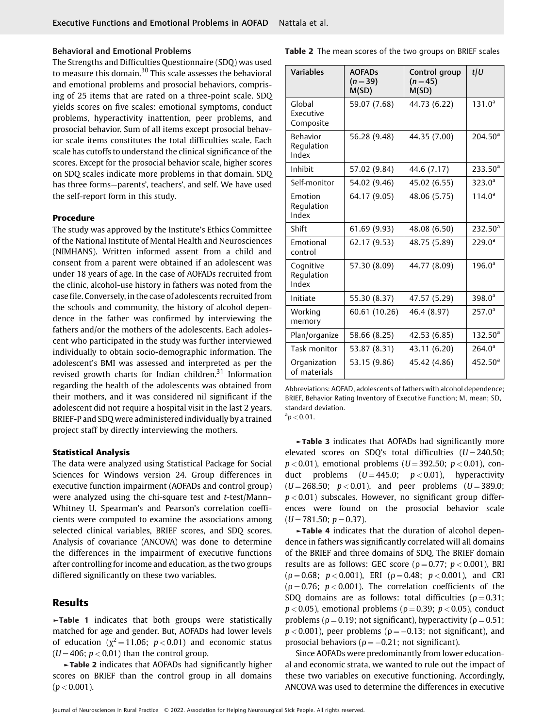### Behavioral and Emotional Problems

The Strengths and Difficulties Questionnaire (SDQ) was used to measure this domain.[30] This scale assesses the behavioral and emotional problems and prosocial behaviors, comprising of 25 items that are rated on a three-point scale. SDQ yields scores on five scales: emotional symptoms, conduct problems, hyperactivity inattention, peer problems, and prosocial behavior. Sum of all items except prosocial behavior scale items constitutes the total difficulties scale. Each scale has cutoffs to understand the clinical significance of the scores. Except for the prosocial behavior scale, higher scores on SDQ scales indicate more problems in that domain. SDQ has three forms—parents', teachers', and self. We have used the self-report form in this study.

### Procedure

The study was approved by the Institute's Ethics Committee of the National Institute of Mental Health and Neurosciences (NIMHANS). Written informed assent from a child and consent from a parent were obtained if an adolescent was under 18 years of age. In the case of AOFADs recruited from the clinic, alcohol-use history in fathers was noted from the case file. Conversely, in the case of adolescents recruited from the schools and community, the history of alcohol dependence in the father was confirmed by interviewing the fathers and/or the mothers of the adolescents. Each adolescent who participated in the study was further interviewed individually to obtain socio-demographic information. The adolescent's BMI was assessed and interpreted as per the revised growth charts for Indian children.[31] Information regarding the health of the adolescents was obtained from their mothers, and it was considered nil significant if the adolescent did not require a hospital visit in the last 2 years. BRIEF-P and SDQ were administered individually by a trained project staff by directly interviewing the mothers.

### Statistical Analysis

The data were analyzed using Statistical Package for Social Sciences for Windows version 24. Group differences in executive function impairment (AOFADs and control group) were analyzed using the chi-square test and *t*-test/Mann–Whitney U. Spearman's and Pearson's correlation coefficients were computed to examine the associations among selected clinical variables, BRIEF scores, and SDQ scores. Analysis of covariance (ANCOVA) was done to determine the differences in the impairment of executive functions after controlling for income and education, as the two groups differed significantly on these two variables.

## Results

►Table 1 indicates that both groups were statistically matched for age and gender. But, AOFADs had lower levels of education ($\chi^2 = 11.06$; $p < 0.01$) and economic status ($U = 406$; $p < 0.01$) than the control group.

►Table 2 indicates that AOFADs had significantly higher scores on BRIEF than the control group in all domains ($p < 0.001$).

**Table 2** The mean scores of the two groups on BRIEF scales

| Variables | AOFADs ($n = 39$) M(SD) | Control group ($n = 45$) M(SD) | *t*/*U* |
|---|---|---|---|
| Global Executive Composite | 59.07 (7.68) | 44.73 (6.22) | 131.0[a] |
| Behavior Regulation Index | 56.28 (9.48) | 44.35 (7.00) | 204.50[a] |
| Inhibit | 57.02 (9.84) | 44.6 (7.17) | 233.50[a] |
| Self-monitor | 54.02 (9.46) | 45.02 (6.55) | 323.0[a] |
| Emotion Regulation Index | 64.17 (9.05) | 48.06 (5.75) | 114.0[a] |
| Shift | 61.69 (9.93) | 48.08 (6.50) | 232.50[a] |
| Emotional control | 62.17 (9.53) | 48.75 (5.89) | 229.0[a] |
| Cognitive Regulation Index | 57.30 (8.09) | 44.77 (8.09) | 196.0[a] |
| Initiate | 55.30 (8.37) | 47.57 (5.29) | 398.0[a] |
| Working memory | 60.61 (10.26) | 46.4 (8.97) | 257.0[a] |
| Plan/organize | 58.66 (8.25) | 42.53 (6.85) | 132.50[a] |
| Task monitor | 53.87 (8.31) | 43.11 (6.20) | 264.0[a] |
| Organization of materials | 53.15 (9.86) | 45.42 (4.86) | 452.50[a] |

Abbreviations: AOFAD, adolescents of fathers with alcohol dependence; BRIEF, Behavior Rating Inventory of Executive Function; M, mean; SD, standard deviation.
[a]$p < 0.01$.

►Table 3 indicates that AOFADs had significantly more elevated scores on SDQ's total difficulties ($U = 240.50$; $p < 0.01$), emotional problems ($U = 392.50$; $p < 0.01$), conduct problems ($U = 445.0$; $p < 0.01$), hyperactivity ($U = 268.50$; $p < 0.01$), and peer problems ($U = 389.0$; $p < 0.01$) subscales. However, no significant group differences were found on the prosocial behavior scale ($U = 781.50$; $p = 0.37$).

►Table 4 indicates that the duration of alcohol dependence in fathers was significantly correlated will all domains of the BRIEF and three domains of SDQ. The BRIEF domain results are as follows: GEC score ($\rho = 0.77$; $p < 0.001$), BRI ($\rho = 0.68$; $p < 0.001$), ERI ($\rho = 0.48$; $p < 0.001$), and CRI ($\rho = 0.76$; $p < 0.001$). The correlation coefficients of the SDQ domains are as follows: total difficulties ($\rho = 0.31$; $p < 0.05$), emotional problems ($\rho = 0.39$; $p < 0.05$), conduct problems ($\rho = 0.19$; not significant), hyperactivity ($\rho = 0.51$; $p < 0.001$), peer problems ($\rho = -0.13$; not significant), and prosocial behaviors ($\rho = -0.21$; not significant).

Since AOFADs were predominantly from lower educational and economic strata, we wanted to rule out the impact of these two variables on executive functioning. Accordingly, ANCOVA was used to determine the differences in executive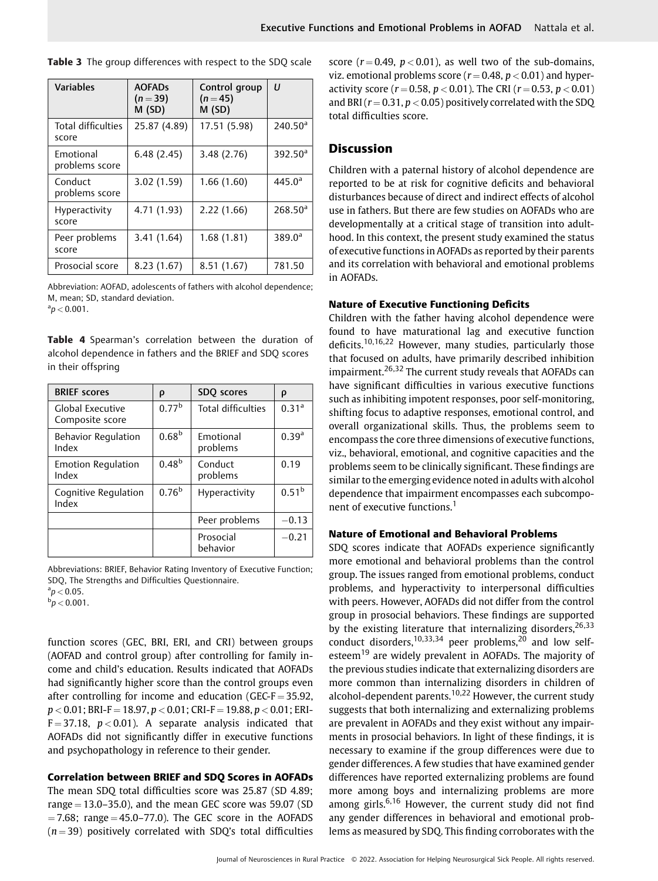**Table 3** The group differences with respect to the SDQ scale

| Variables | AOFADs ($n = 39$) M (SD) | Control group ($n = 45$) M (SD) | U |
|---|---|---|---|
| Total difficulties score | 25.87 (4.89) | 17.51 (5.98) | 240.50[a] |
| Emotional problems score | 6.48 (2.45) | 3.48 (2.76) | 392.50[a] |
| Conduct problems score | 3.02 (1.59) | 1.66 (1.60) | 445.0[a] |
| Hyperactivity score | 4.71 (1.93) | 2.22 (1.66) | 268.50[a] |
| Peer problems score | 3.41 (1.64) | 1.68 (1.81) | 389.0[a] |
| Prosocial score | 8.23 (1.67) | 8.51 (1.67) | 781.50 |

Abbreviation: AOFAD, adolescents of fathers with alcohol dependence; M, mean; SD, standard deviation.
[a]$p < 0.001$.

**Table 4** Spearman's correlation between the duration of alcohol dependence in fathers and the BRIEF and SDQ scores in their offspring

| BRIEF scores | ρ | SDQ scores | ρ |
|---|---|---|---|
| Global Executive Composite score | 0.77[b] | Total difficulties | 0.31[a] |
| Behavior Regulation Index | 0.68[b] | Emotional problems | 0.39[a] |
| Emotion Regulation Index | 0.48[b] | Conduct problems | 0.19 |
| Cognitive Regulation Index | 0.76[b] | Hyperactivity | 0.51[b] |
| | | Peer problems | −0.13 |
| | | Prosocial behavior | −0.21 |

Abbreviations: BRIEF, Behavior Rating Inventory of Executive Function; SDQ, The Strengths and Difficulties Questionnaire.
[a]$p < 0.05$.
[b]$p < 0.001$.

function scores (GEC, BRI, ERI, and CRI) between groups (AOFAD and control group) after controlling for family income and child's education. Results indicated that AOFADs had significantly higher score than the control groups even after controlling for income and education (GEC-F = 35.92, $p < 0.01$; BRI-F = 18.97, $p < 0.01$; CRI-F = 19.88, $p < 0.01$; ERI-F = 37.18, $p < 0.01$). A separate analysis indicated that AOFADs did not significantly differ in executive functions and psychopathology in reference to their gender.

### Correlation between BRIEF and SDQ Scores in AOFADs

The mean SDQ total difficulties score was 25.87 (SD 4.89; range = 13.0–35.0), and the mean GEC score was 59.07 (SD = 7.68; range = 45.0–77.0). The GEC score in the AOFADS ($n = 39$) positively correlated with SDQ's total difficulties score ($r = 0.49$, $p < 0.01$), as well two of the sub-domains, viz. emotional problems score ($r = 0.48$, $p < 0.01$) and hyperactivity score ($r = 0.58$, $p < 0.01$). The CRI ($r = 0.53$, $p < 0.01$) and BRI ($r = 0.31$, $p < 0.05$) positively correlated with the SDQ total difficulties score.

## Discussion

Children with a paternal history of alcohol dependence are reported to be at risk for cognitive deficits and behavioral disturbances because of direct and indirect effects of alcohol use in fathers. But there are few studies on AOFADs who are developmentally at a critical stage of transition into adulthood. In this context, the present study examined the status of executive functions in AOFADs as reported by their parents and its correlation with behavioral and emotional problems in AOFADs.

### Nature of Executive Functioning Deficits

Children with the father having alcohol dependence were found to have maturational lag and executive function deficits.[10,16,22] However, many studies, particularly those that focused on adults, have primarily described inhibition impairment.[26,32] The current study reveals that AOFADs can have significant difficulties in various executive functions such as inhibiting impotent responses, poor self-monitoring, shifting focus to adaptive responses, emotional control, and overall organizational skills. Thus, the problems seem to encompass the core three dimensions of executive functions, viz., behavioral, emotional, and cognitive capacities and the problems seem to be clinically significant. These findings are similar to the emerging evidence noted in adults with alcohol dependence that impairment encompasses each subcomponent of executive functions.[1]

### Nature of Emotional and Behavioral Problems

SDQ scores indicate that AOFADs experience significantly more emotional and behavioral problems than the control group. The issues ranged from emotional problems, conduct problems, and hyperactivity to interpersonal difficulties with peers. However, AOFADs did not differ from the control group in prosocial behaviors. These findings are supported by the existing literature that internalizing disorders,[26,33] conduct disorders,[10,33,34] peer problems,[20] and low self-esteem[19] are widely prevalent in AOFADs. The majority of the previous studies indicate that externalizing disorders are more common than internalizing disorders in children of alcohol-dependent parents.[10,22] However, the current study suggests that both internalizing and externalizing problems are prevalent in AOFADs and they exist without any impairments in prosocial behaviors. In light of these findings, it is necessary to examine if the group differences were due to gender differences. A few studies that have examined gender differences have reported externalizing problems are found more among boys and internalizing problems are more among girls.[6,16] However, the current study did not find any gender differences in behavioral and emotional problems as measured by SDQ. This finding corroborates with the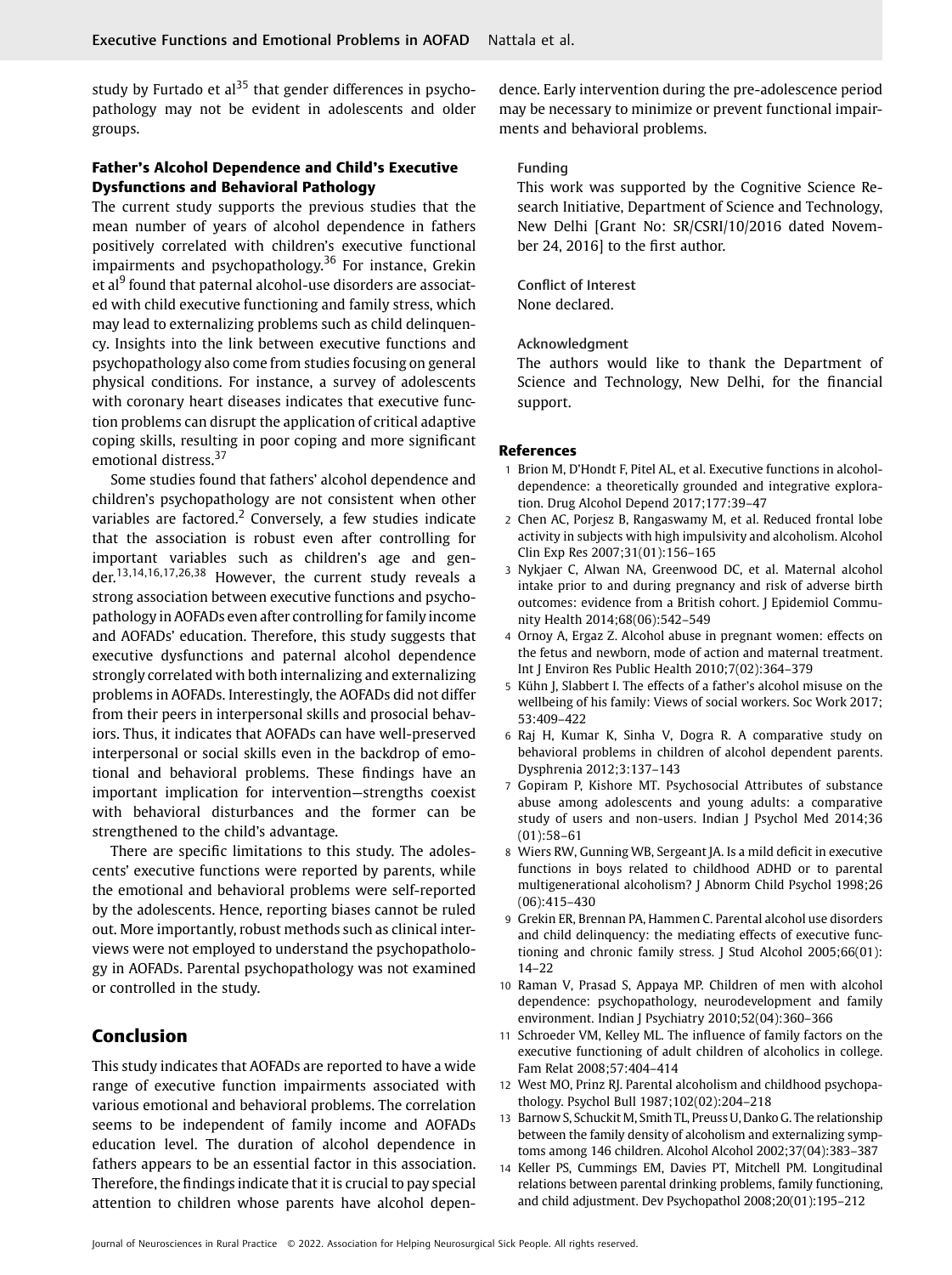study by Furtado et al[35] that gender differences in psychopathology may not be evident in adolescents and older groups.

### Father's Alcohol Dependence and Child's Executive Dysfunctions and Behavioral Pathology

The current study supports the previous studies that the mean number of years of alcohol dependence in fathers positively correlated with children's executive functional impairments and psychopathology.[36] For instance, Grekin et al[9] found that paternal alcohol-use disorders are associated with child executive functioning and family stress, which may lead to externalizing problems such as child delinquency. Insights into the link between executive functions and psychopathology also come from studies focusing on general physical conditions. For instance, a survey of adolescents with coronary heart diseases indicates that executive function problems can disrupt the application of critical adaptive coping skills, resulting in poor coping and more significant emotional distress.[37]

Some studies found that fathers' alcohol dependence and children's psychopathology are not consistent when other variables are factored.[2] Conversely, a few studies indicate that the association is robust even after controlling for important variables such as children's age and gender.[13,14,16,17,26,38] However, the current study reveals a strong association between executive functions and psychopathology in AOFADs even after controlling for family income and AOFADs' education. Therefore, this study suggests that executive dysfunctions and paternal alcohol dependence strongly correlated with both internalizing and externalizing problems in AOFADs. Interestingly, the AOFADs did not differ from their peers in interpersonal skills and prosocial behaviors. Thus, it indicates that AOFADs can have well-preserved interpersonal or social skills even in the backdrop of emotional and behavioral problems. These findings have an important implication for intervention—strengths coexist with behavioral disturbances and the former can be strengthened to the child's advantage.

There are specific limitations to this study. The adolescents' executive functions were reported by parents, while the emotional and behavioral problems were self-reported by the adolescents. Hence, reporting biases cannot be ruled out. More importantly, robust methods such as clinical interviews were not employed to understand the psychopathology in AOFADs. Parental psychopathology was not examined or controlled in the study.

## Conclusion

This study indicates that AOFADs are reported to have a wide range of executive function impairments associated with various emotional and behavioral problems. The correlation seems to be independent of family income and AOFADs education level. The duration of alcohol dependence in fathers appears to be an essential factor in this association. Therefore, the findings indicate that it is crucial to pay special attention to children whose parents have alcohol dependence. Early intervention during the pre-adolescence period may be necessary to minimize or prevent functional impairments and behavioral problems.

Funding

This work was supported by the Cognitive Science Research Initiative, Department of Science and Technology, New Delhi [Grant No: SR/CSRI/10/2016 dated November 24, 2016] to the first author.

Conflict of Interest

None declared.

Acknowledgment

The authors would like to thank the Department of Science and Technology, New Delhi, for the financial support.

### References

1. Brion M, D'Hondt F, Pitel AL, et al. Executive functions in alcohol-dependence: a theoretically grounded and integrative exploration. Drug Alcohol Depend 2017;177:39–47
2. Chen AC, Porjesz B, Rangaswamy M, et al. Reduced frontal lobe activity in subjects with high impulsivity and alcoholism. Alcohol Clin Exp Res 2007;31(01):156–165
3. Nykjaer C, Alwan NA, Greenwood DC, et al. Maternal alcohol intake prior to and during pregnancy and risk of adverse birth outcomes: evidence from a British cohort. J Epidemiol Community Health 2014;68(06):542–549
4. Ornoy A, Ergaz Z. Alcohol abuse in pregnant women: effects on the fetus and newborn, mode of action and maternal treatment. Int J Environ Res Public Health 2010;7(02):364–379
5. Kühn J, Slabbert I. The effects of a father's alcohol misuse on the wellbeing of his family: Views of social workers. Soc Work 2017; 53:409–422
6. Raj H, Kumar K, Sinha V, Dogra R. A comparative study on behavioral problems in children of alcohol dependent parents. Dysphrenia 2012;3:137–143
7. Gopiram P, Kishore MT. Psychosocial Attributes of substance abuse among adolescents and young adults: a comparative study of users and non-users. Indian J Psychol Med 2014;36 (01):58–61
8. Wiers RW, Gunning WB, Sergeant JA. Is a mild deficit in executive functions in boys related to childhood ADHD or to parental multigenerational alcoholism? J Abnorm Child Psychol 1998;26 (06):415–430
9. Grekin ER, Brennan PA, Hammen C. Parental alcohol use disorders and child delinquency: the mediating effects of executive functioning and chronic family stress. J Stud Alcohol 2005;66(01): 14–22
10. Raman V, Prasad S, Appaya MP. Children of men with alcohol dependence: psychopathology, neurodevelopment and family environment. Indian J Psychiatry 2010;52(04):360–366
11. Schroeder VM, Kelley ML. The influence of family factors on the executive functioning of adult children of alcoholics in college. Fam Relat 2008;57:404–414
12. West MO, Prinz RJ. Parental alcoholism and childhood psychopathology. Psychol Bull 1987;102(02):204–218
13. Barnow S, Schuckit M, Smith TL, Preuss U, Danko G. The relationship between the family density of alcoholism and externalizing symptoms among 146 children. Alcohol Alcohol 2002;37(04):383–387
14. Keller PS, Cummings EM, Davies PT, Mitchell PM. Longitudinal relations between parental drinking problems, family functioning, and child adjustment. Dev Psychopathol 2008;20(01):195–212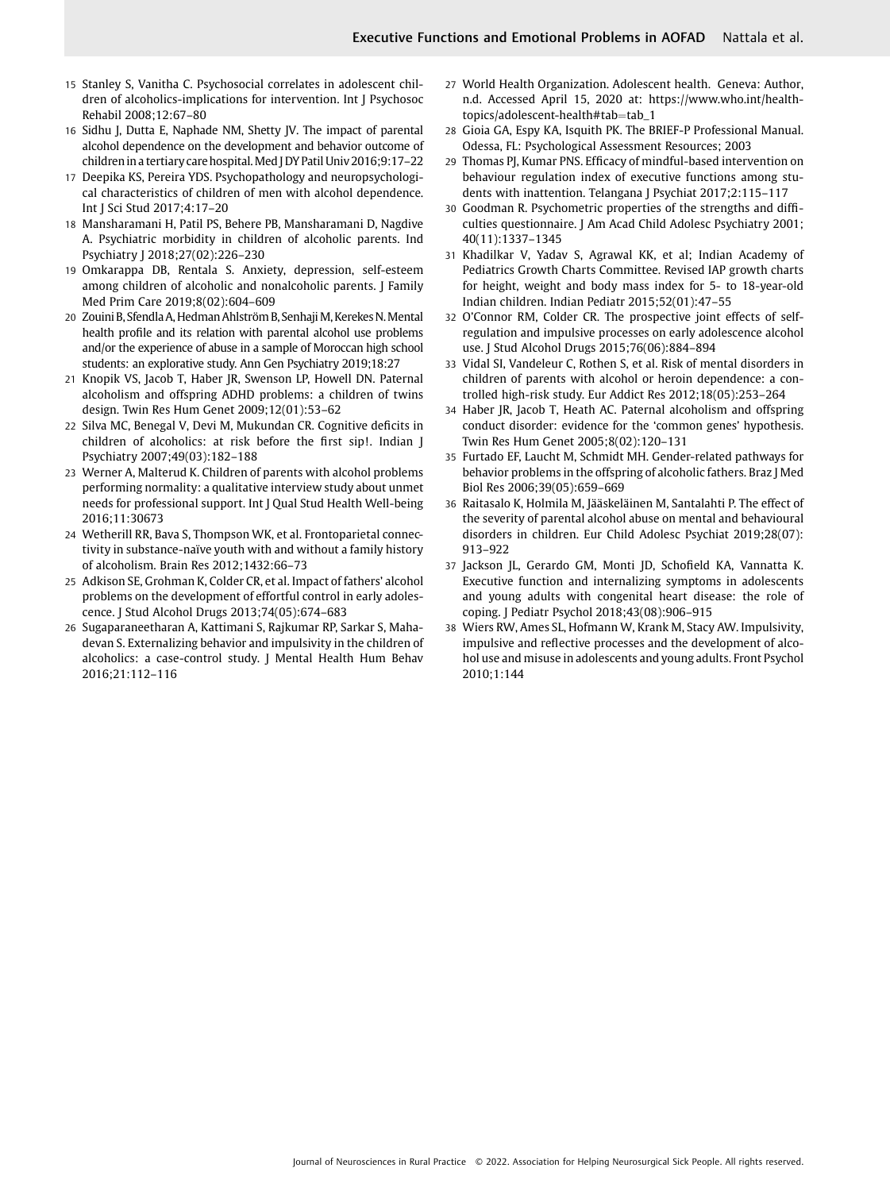15 Stanley S, Vanitha C. Psychosocial correlates in adolescent children of alcoholics-implications for intervention. Int J Psychosoc Rehabil 2008;12:67–80

16 Sidhu J, Dutta E, Naphade NM, Shetty JV. The impact of parental alcohol dependence on the development and behavior outcome of children in a tertiary care hospital. Med J DY Patil Univ 2016;9:17–22

17 Deepika KS, Pereira YDS. Psychopathology and neuropsychological characteristics of children of men with alcohol dependence. Int J Sci Stud 2017;4:17–20

18 Mansharamani H, Patil PS, Behere PB, Mansharamani D, Nagdive A. Psychiatric morbidity in children of alcoholic parents. Ind Psychiatry J 2018;27(02):226–230

19 Omkarappa DB, Rentala S. Anxiety, depression, self-esteem among children of alcoholic and nonalcoholic parents. J Family Med Prim Care 2019;8(02):604–609

20 Zouini B, Sfendla A, Hedman Ahlström B, Senhaji M, Kerekes N. Mental health profile and its relation with parental alcohol use problems and/or the experience of abuse in a sample of Moroccan high school students: an explorative study. Ann Gen Psychiatry 2019;18:27

21 Knopik VS, Jacob T, Haber JR, Swenson LP, Howell DN. Paternal alcoholism and offspring ADHD problems: a children of twins design. Twin Res Hum Genet 2009;12(01):53–62

22 Silva MC, Benegal V, Devi M, Mukundan CR. Cognitive deficits in children of alcoholics: at risk before the first sip!. Indian J Psychiatry 2007;49(03):182–188

23 Werner A, Malterud K. Children of parents with alcohol problems performing normality: a qualitative interview study about unmet needs for professional support. Int J Qual Stud Health Well-being 2016;11:30673

24 Wetherill RR, Bava S, Thompson WK, et al. Frontoparietal connectivity in substance-naïve youth with and without a family history of alcoholism. Brain Res 2012;1432:66–73

25 Adkison SE, Grohman K, Colder CR, et al. Impact of fathers' alcohol problems on the development of effortful control in early adolescence. J Stud Alcohol Drugs 2013;74(05):674–683

26 Sugaparaneetharan A, Kattimani S, Rajkumar RP, Sarkar S, Mahadevan S. Externalizing behavior and impulsivity in the children of alcoholics: a case-control study. J Mental Health Hum Behav 2016;21:112–116

27 World Health Organization. Adolescent health. Geneva: Author, n.d. Accessed April 15, 2020 at: https://www.who.int/health-topics/adolescent-health#tab=tab_1

28 Gioia GA, Espy KA, Isquith PK. The BRIEF-P Professional Manual. Odessa, FL: Psychological Assessment Resources; 2003

29 Thomas PJ, Kumar PNS. Efficacy of mindful-based intervention on behaviour regulation index of executive functions among students with inattention. Telangana J Psychiat 2017;2:115–117

30 Goodman R. Psychometric properties of the strengths and difficulties questionnaire. J Am Acad Child Adolesc Psychiatry 2001; 40(11):1337–1345

31 Khadilkar V, Yadav S, Agrawal KK, et al; Indian Academy of Pediatrics Growth Charts Committee. Revised IAP growth charts for height, weight and body mass index for 5- to 18-year-old Indian children. Indian Pediatr 2015;52(01):47–55

32 O'Connor RM, Colder CR. The prospective joint effects of self-regulation and impulsive processes on early adolescence alcohol use. J Stud Alcohol Drugs 2015;76(06):884–894

33 Vidal SI, Vandeleur C, Rothen S, et al. Risk of mental disorders in children of parents with alcohol or heroin dependence: a controlled high-risk study. Eur Addict Res 2012;18(05):253–264

34 Haber JR, Jacob T, Heath AC. Paternal alcoholism and offspring conduct disorder: evidence for the 'common genes' hypothesis. Twin Res Hum Genet 2005;8(02):120–131

35 Furtado EF, Laucht M, Schmidt MH. Gender-related pathways for behavior problems in the offspring of alcoholic fathers. Braz J Med Biol Res 2006;39(05):659–669

36 Raitasalo K, Holmila M, Jääskeläinen M, Santalahti P. The effect of the severity of parental alcohol abuse on mental and behavioural disorders in children. Eur Child Adolesc Psychiat 2019;28(07): 913–922

37 Jackson JL, Gerardo GM, Monti JD, Schofield KA, Vannatta K. Executive function and internalizing symptoms in adolescents and young adults with congenital heart disease: the role of coping. J Pediatr Psychol 2018;43(08):906–915

38 Wiers RW, Ames SL, Hofmann W, Krank M, Stacy AW. Impulsivity, impulsive and reflective processes and the development of alcohol use and misuse in adolescents and young adults. Front Psychol 2010;1:144